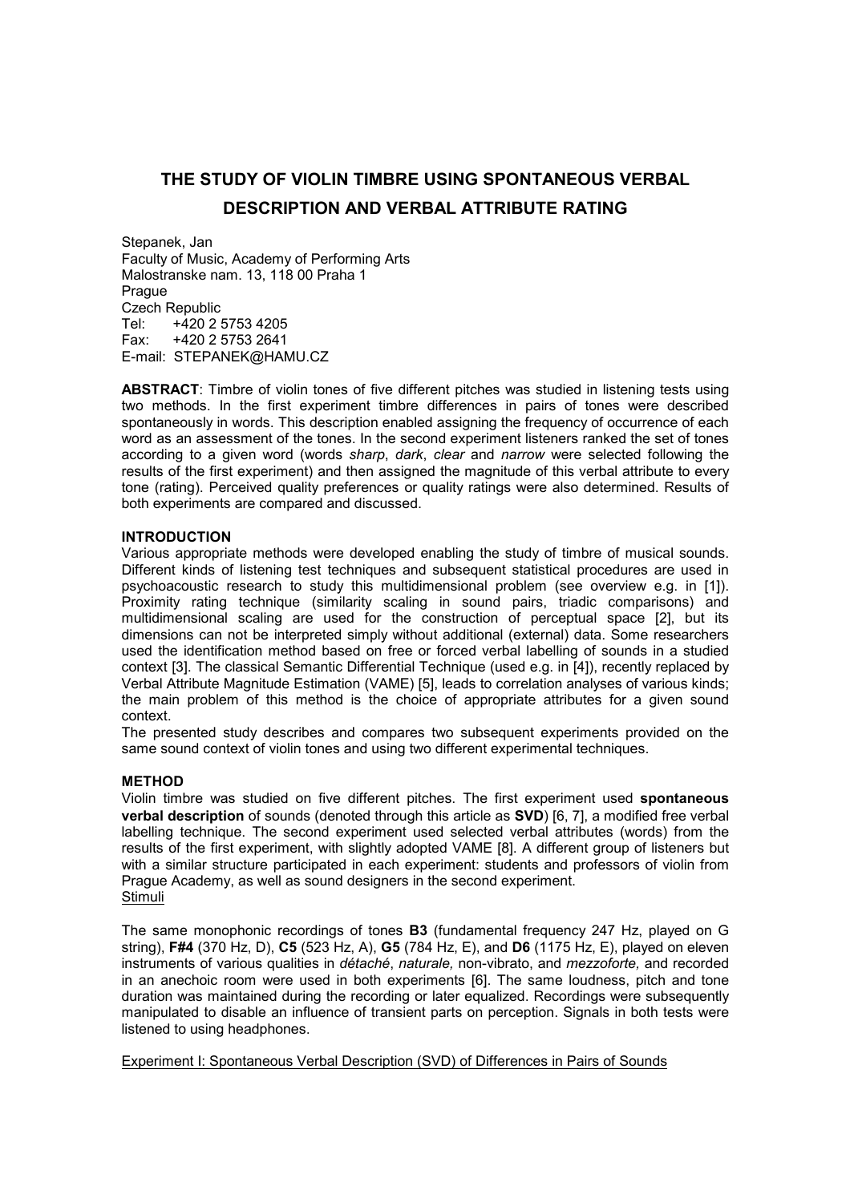# THE STUDY OF VIOLIN TIMBRE USING SPONTANEOUS VERBAL DESCRIPTION AND VERBAL ATTRIBUTE RATING

Stepanek, Jan
Faculty of Music, Academy of Performing Arts
Malostranske nam. 13, 118 00 Praha 1
Prague
Czech Republic
Tel: +420 2 5753 4205
Fax: +420 2 5753 2641
E-mail: STEPANEK@HAMU.CZ

**ABSTRACT**: Timbre of violin tones of five different pitches was studied in listening tests using two methods. In the first experiment timbre differences in pairs of tones were described spontaneously in words. This description enabled assigning the frequency of occurrence of each word as an assessment of the tones. In the second experiment listeners ranked the set of tones according to a given word (words *sharp*, *dark*, *clear* and *narrow* were selected following the results of the first experiment) and then assigned the magnitude of this verbal attribute to every tone (rating). Perceived quality preferences or quality ratings were also determined. Results of both experiments are compared and discussed.

## INTRODUCTION

Various appropriate methods were developed enabling the study of timbre of musical sounds. Different kinds of listening test techniques and subsequent statistical procedures are used in psychoacoustic research to study this multidimensional problem (see overview e.g. in [1]). Proximity rating technique (similarity scaling in sound pairs, triadic comparisons) and multidimensional scaling are used for the construction of perceptual space [2], but its dimensions can not be interpreted simply without additional (external) data. Some researchers used the identification method based on free or forced verbal labelling of sounds in a studied context [3]. The classical Semantic Differential Technique (used e.g. in [4]), recently replaced by Verbal Attribute Magnitude Estimation (VAME) [5], leads to correlation analyses of various kinds; the main problem of this method is the choice of appropriate attributes for a given sound context.

The presented study describes and compares two subsequent experiments provided on the same sound context of violin tones and using two different experimental techniques.

## METHOD

Violin timbre was studied on five different pitches. The first experiment used **spontaneous verbal description** of sounds (denoted through this article as **SVD**) [6, 7], a modified free verbal labelling technique. The second experiment used selected verbal attributes (words) from the results of the first experiment, with slightly adopted VAME [8]. A different group of listeners but with a similar structure participated in each experiment: students and professors of violin from Prague Academy, as well as sound designers in the second experiment.

### Stimuli

The same monophonic recordings of tones **B3** (fundamental frequency 247 Hz, played on G string), **F#4** (370 Hz, D), **C5** (523 Hz, A), **G5** (784 Hz, E), and **D6** (1175 Hz, E), played on eleven instruments of various qualities in *détaché*, *naturale,* non-vibrato, and *mezzoforte,* and recorded in an anechoic room were used in both experiments [6]. The same loudness, pitch and tone duration was maintained during the recording or later equalized. Recordings were subsequently manipulated to disable an influence of transient parts on perception. Signals in both tests were listened to using headphones.

### Experiment I: Spontaneous Verbal Description (SVD) of Differences in Pairs of Sounds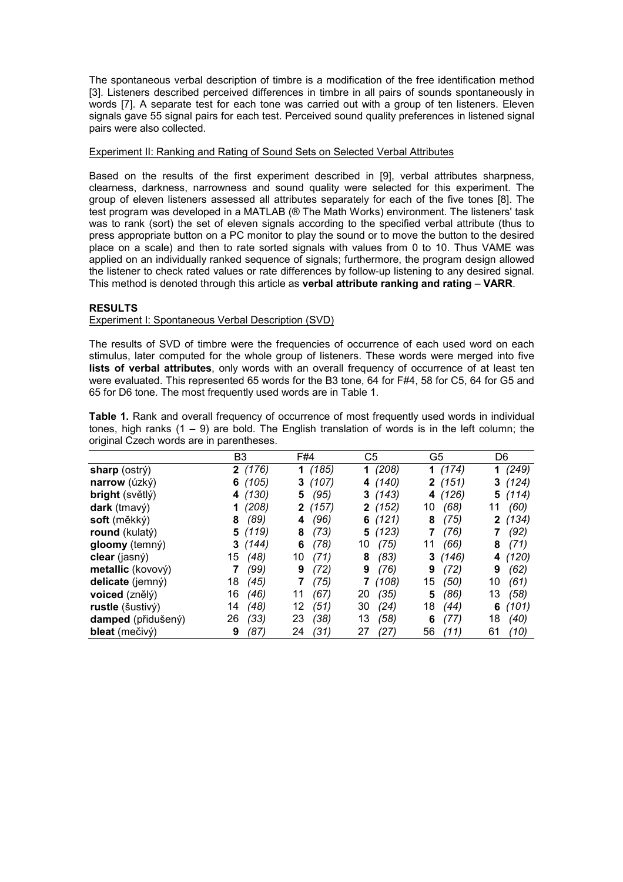The spontaneous verbal description of timbre is a modification of the free identification method [3]. Listeners described perceived differences in timbre in all pairs of sounds spontaneously in words [7]. A separate test for each tone was carried out with a group of ten listeners. Eleven signals gave 55 signal pairs for each test. Perceived sound quality preferences in listened signal pairs were also collected.

Experiment II: Ranking and Rating of Sound Sets on Selected Verbal Attributes

Based on the results of the first experiment described in [9], verbal attributes sharpness, clearness, darkness, narrowness and sound quality were selected for this experiment. The group of eleven listeners assessed all attributes separately for each of the five tones [8]. The test program was developed in a MATLAB (® The Math Works) environment. The listeners' task was to rank (sort) the set of eleven signals according to the specified verbal attribute (thus to press appropriate button on a PC monitor to play the sound or to move the button to the desired place on a scale) and then to rate sorted signals with values from 0 to 10. Thus VAME was applied on an individually ranked sequence of signals; furthermore, the program design allowed the listener to check rated values or rate differences by follow-up listening to any desired signal. This method is denoted through this article as **verbal attribute ranking and rating** – **VARR**.

## RESULTS

Experiment I: Spontaneous Verbal Description (SVD)

The results of SVD of timbre were the frequencies of occurrence of each used word on each stimulus, later computed for the whole group of listeners. These words were merged into five **lists of verbal attributes**, only words with an overall frequency of occurrence of at least ten were evaluated. This represented 65 words for the B3 tone, 64 for F#4, 58 for C5, 64 for G5 and 65 for D6 tone. The most frequently used words are in Table 1.

**Table 1.** Rank and overall frequency of occurrence of most frequently used words in individual tones, high ranks (1 – 9) are bold. The English translation of words is in the left column; the original Czech words are in parentheses.

| | B3 | F#4 | C5 | G5 | D6 |
|---|---|---|---|---|---|
| **sharp** (ostrý) | **2** *(176)* | **1** *(185)* | **1** *(208)* | **1** *(174)* | **1** *(249)* |
| **narrow** (úzký) | **6** *(105)* | **3** *(107)* | **4** *(140)* | **2** *(151)* | **3** *(124)* |
| **bright** (světlý) | **4** *(130)* | **5** *(95)* | **3** *(143)* | **4** *(126)* | **5** *(114)* |
| **dark** (tmavý) | **1** *(208)* | **2** *(157)* | **2** *(152)* | 10 *(68)* | 11 *(60)* |
| **soft** (měkký) | **8** *(89)* | **4** *(96)* | **6** *(121)* | **8** *(75)* | **2** *(134)* |
| **round** (kulatý) | **5** *(119)* | **8** *(73)* | **5** *(123)* | **7** *(76)* | **7** *(92)* |
| **gloomy** (temný) | **3** *(144)* | **6** *(78)* | 10 *(75)* | 11 *(66)* | **8** *(71)* |
| **clear** (jasný) | 15 *(48)* | 10 *(71)* | **8** *(83)* | **3** *(146)* | **4** *(120)* |
| **metallic** (kovový) | **7** *(99)* | **9** *(72)* | **9** *(76)* | **9** *(72)* | **9** *(62)* |
| **delicate** (jemný) | 18 *(45)* | **7** *(75)* | **7** *(108)* | 15 *(50)* | 10 *(61)* |
| **voiced** (znělý) | 16 *(46)* | 11 *(67)* | 20 *(35)* | **5** *(86)* | 13 *(58)* |
| **rustle** (šustivý) | 14 *(48)* | 12 *(51)* | 30 *(24)* | 18 *(44)* | **6** *(101)* |
| **damped** (přidušený) | 26 *(33)* | 23 *(38)* | 13 *(58)* | **6** *(77)* | 18 *(40)* |
| **bleat** (mečivý) | **9** *(87)* | 24 *(31)* | 27 *(27)* | 56 *(11)* | 61 *(10)* |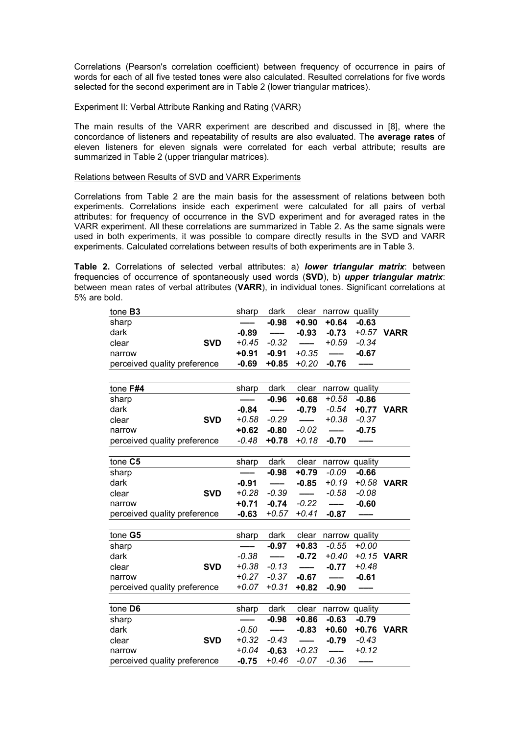Correlations (Pearson's correlation coefficient) between frequency of occurrence in pairs of words for each of all five tested tones were also calculated. Resulted correlations for five words selected for the second experiment are in Table 2 (lower triangular matrices).

Experiment II: Verbal Attribute Ranking and Rating (VARR)

The main results of the VARR experiment are described and discussed in [8], where the concordance of listeners and repeatability of results are also evaluated. The **average rates** of eleven listeners for eleven signals were correlated for each verbal attribute; results are summarized in Table 2 (upper triangular matrices).

Relations between Results of SVD and VARR Experiments

Correlations from Table 2 are the main basis for the assessment of relations between both experiments. Correlations inside each experiment were calculated for all pairs of verbal attributes: for frequency of occurrence in the SVD experiment and for averaged rates in the VARR experiment. All these correlations are summarized in Table 2. As the same signals were used in both experiments, it was possible to compare directly results in the SVD and VARR experiments. Calculated correlations between results of both experiments are in Table 3.

**Table 2.** Correlations of selected verbal attributes: a) ***lower triangular matrix***: between frequencies of occurrence of spontaneously used words (**SVD**), b) ***upper triangular matrix***: between mean rates of verbal attributes (**VARR**), in individual tones. Significant correlations at 5% are bold.

| tone **B3** | | sharp | dark | clear | narrow | quality | |
|---|---|---|---|---|---|---|---|
| sharp | | —— | **-0.98** | **+0.90** | **+0.64** | **-0.63** | |
| dark | | **-0.89** | —— | **-0.93** | **-0.73** | *+0.57* | **VARR** |
| clear | **SVD** | *+0.45* | *-0.32* | —— | *+0.59* | *-0.34* | |
| narrow | | **+0.91** | **-0.91** | *+0.35* | —— | **-0.67** | |
| perceived quality preference | | **-0.69** | **+0.85** | *+0.20* | **-0.76** | —— | |

| tone **F#4** | | sharp | dark | clear | narrow | quality | |
|---|---|---|---|---|---|---|---|
| sharp | | —— | **-0.96** | **+0.68** | *+0.58* | **-0.86** | |
| dark | | **-0.84** | —— | **-0.79** | *-0.54* | **+0.77** | **VARR** |
| clear | **SVD** | *+0.58* | *-0.29* | —— | *+0.38* | *-0.37* | |
| narrow | | **+0.62** | **-0.80** | *-0.02* | —— | **-0.75** | |
| perceived quality preference | | *-0.48* | **+0.78** | *+0.18* | **-0.70** | —— | |

| tone **C5** | | sharp | dark | clear | narrow | quality | |
|---|---|---|---|---|---|---|---|
| sharp | | —— | **-0.98** | **+0.79** | *-0.09* | **-0.66** | |
| dark | | **-0.91** | —— | **-0.85** | *+0.19* | *+0.58* | **VARR** |
| clear | **SVD** | *+0.28* | *-0.39* | —— | *-0.58* | *-0.08* | |
| narrow | | **+0.71** | **-0.74** | *-0.22* | —— | **-0.60** | |
| perceived quality preference | | **-0.63** | *+0.57* | *+0.41* | **-0.87** | —— | |

| tone **G5** | | sharp | dark | clear | narrow | quality | |
|---|---|---|---|---|---|---|---|
| sharp | | —— | **-0.97** | **+0.83** | *-0.55* | *+0.00* | |
| dark | | *-0.38* | —— | **-0.72** | *+0.40* | *+0.15* | **VARR** |
| clear | **SVD** | *+0.38* | *-0.13* | —— | **-0.77** | *+0.48* | |
| narrow | | *+0.27* | *-0.37* | **-0.67** | —— | **-0.61** | |
| perceived quality preference | | *+0.07* | *+0.31* | **+0.82** | **-0.90** | —— | |

| tone **D6** | | sharp | dark | clear | narrow | quality | |
|---|---|---|---|---|---|---|---|
| sharp | | —— | **-0.98** | **+0.86** | **-0.63** | **-0.79** | |
| dark | | *-0.50* | —— | **-0.83** | **+0.60** | **+0.76** | **VARR** |
| clear | **SVD** | *+0.32* | *-0.43* | —— | **-0.79** | *-0.43* | |
| narrow | | *+0.04* | **-0.63** | *+0.23* | —— | *+0.12* | |
| perceived quality preference | | **-0.75** | *+0.46* | *-0.07* | *-0.36* | —— | |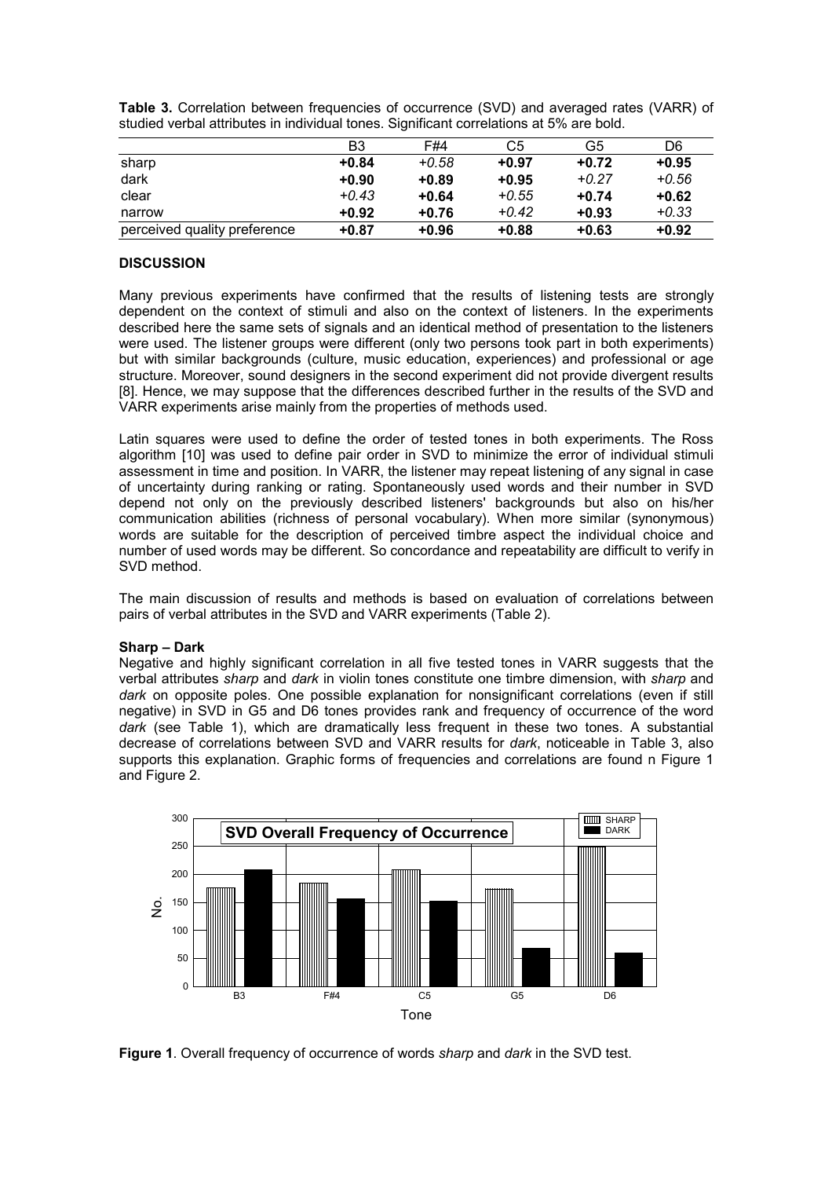**Table 3.** Correlation between frequencies of occurrence (SVD) and averaged rates (VARR) of studied verbal attributes in individual tones. Significant correlations at 5% are bold.

| | B3 | F#4 | C5 | G5 | D6 |
|---|---|---|---|---|---|
| sharp | **+0.84** | *+0.58* | **+0.97** | **+0.72** | **+0.95** |
| dark | **+0.90** | **+0.89** | **+0.95** | *+0.27* | *+0.56* |
| clear | *+0.43* | **+0.64** | *+0.55* | **+0.74** | **+0.62** |
| narrow | **+0.92** | **+0.76** | *+0.42* | **+0.93** | *+0.33* |
| perceived quality preference | **+0.87** | **+0.96** | **+0.88** | **+0.63** | **+0.92** |

## DISCUSSION

Many previous experiments have confirmed that the results of listening tests are strongly dependent on the context of stimuli and also on the context of listeners. In the experiments described here the same sets of signals and an identical method of presentation to the listeners were used. The listener groups were different (only two persons took part in both experiments) but with similar backgrounds (culture, music education, experiences) and professional or age structure. Moreover, sound designers in the second experiment did not provide divergent results [8]. Hence, we may suppose that the differences described further in the results of the SVD and VARR experiments arise mainly from the properties of methods used.

Latin squares were used to define the order of tested tones in both experiments. The Ross algorithm [10] was used to define pair order in SVD to minimize the error of individual stimuli assessment in time and position. In VARR, the listener may repeat listening of any signal in case of uncertainty during ranking or rating. Spontaneously used words and their number in SVD depend not only on the previously described listeners' backgrounds but also on his/her communication abilities (richness of personal vocabulary). When more similar (synonymous) words are suitable for the description of perceived timbre aspect the individual choice and number of used words may be different. So concordance and repeatability are difficult to verify in SVD method.

The main discussion of results and methods is based on evaluation of correlations between pairs of verbal attributes in the SVD and VARR experiments (Table 2).

### Sharp – Dark

Negative and highly significant correlation in all five tested tones in VARR suggests that the verbal attributes *sharp* and *dark* in violin tones constitute one timbre dimension, with *sharp* and *dark* on opposite poles. One possible explanation for nonsignificant correlations (even if still negative) in SVD in G5 and D6 tones provides rank and frequency of occurrence of the word *dark* (see Table 1), which are dramatically less frequent in these two tones. A substantial decrease of correlations between SVD and VARR results for *dark*, noticeable in Table 3, also supports this explanation. Graphic forms of frequencies and correlations are found n Figure 1 and Figure 2.

**Figure 1**. Overall frequency of occurrence of words *sharp* and *dark* in the SVD test.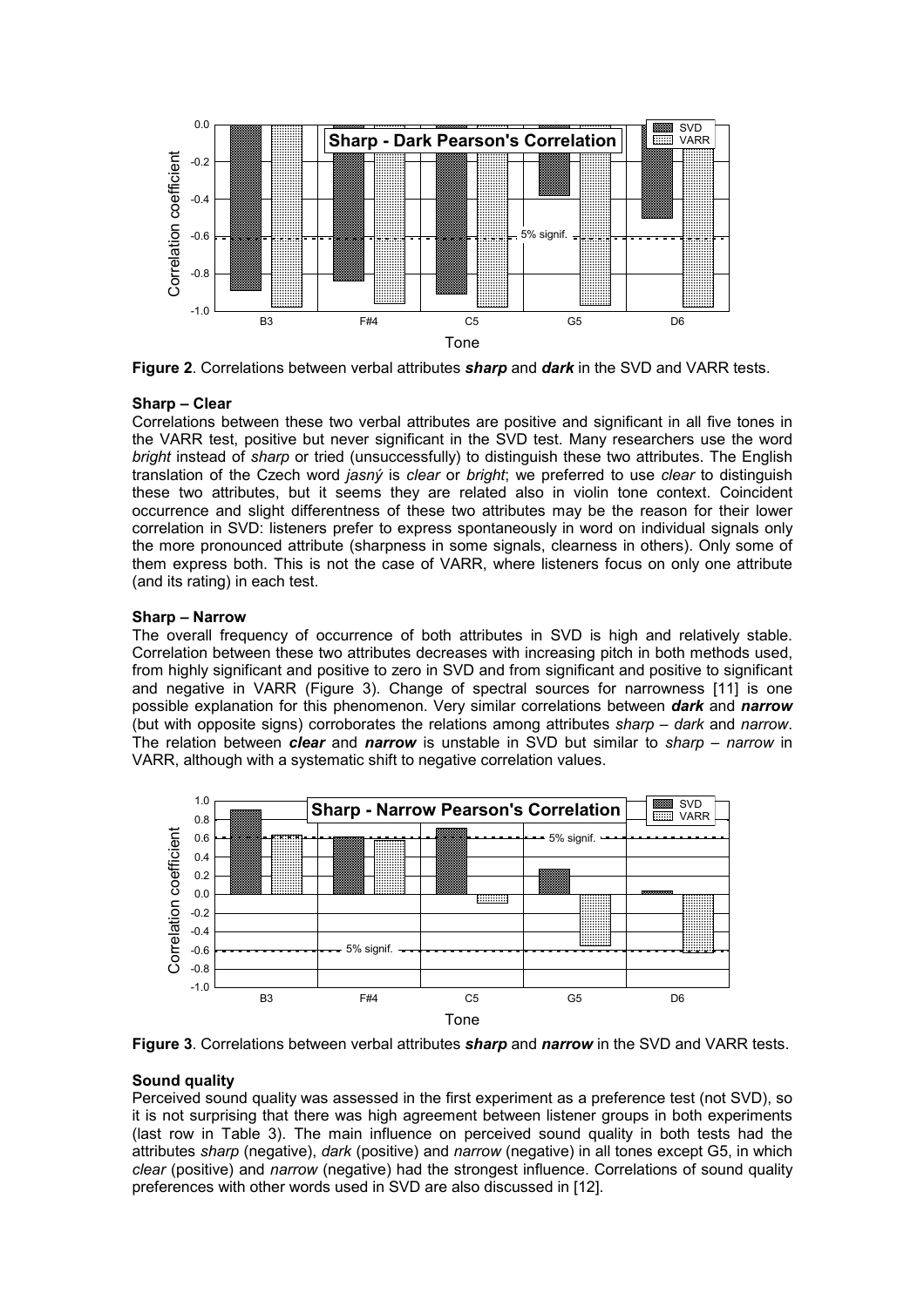**Figure 2**. Correlations between verbal attributes ***sharp*** and ***dark*** in the SVD and VARR tests.

**Sharp – Clear**

Correlations between these two verbal attributes are positive and significant in all five tones in the VARR test, positive but never significant in the SVD test. Many researchers use the word *bright* instead of *sharp* or tried (unsuccessfully) to distinguish these two attributes. The English translation of the Czech word *jasný* is *clear* or *bright*; we preferred to use *clear* to distinguish these two attributes, but it seems they are related also in violin tone context. Coincident occurrence and slight differentness of these two attributes may be the reason for their lower correlation in SVD: listeners prefer to express spontaneously in word on individual signals only the more pronounced attribute (sharpness in some signals, clearness in others). Only some of them express both. This is not the case of VARR, where listeners focus on only one attribute (and its rating) in each test.

**Sharp – Narrow**

The overall frequency of occurrence of both attributes in SVD is high and relatively stable. Correlation between these two attributes decreases with increasing pitch in both methods used, from highly significant and positive to zero in SVD and from significant and positive to significant and negative in VARR (Figure 3). Change of spectral sources for narrowness [11] is one possible explanation for this phenomenon. Very similar correlations between ***dark*** and ***narrow*** (but with opposite signs) corroborates the relations among attributes *sharp* – *dark* and *narrow*. The relation between ***clear*** and ***narrow*** is unstable in SVD but similar to *sharp* – *narrow* in VARR, although with a systematic shift to negative correlation values.

**Figure 3**. Correlations between verbal attributes ***sharp*** and ***narrow*** in the SVD and VARR tests.

**Sound quality**

Perceived sound quality was assessed in the first experiment as a preference test (not SVD), so it is not surprising that there was high agreement between listener groups in both experiments (last row in Table 3). The main influence on perceived sound quality in both tests had the attributes *sharp* (negative), *dark* (positive) and *narrow* (negative) in all tones except G5, in which *clear* (positive) and *narrow* (negative) had the strongest influence. Correlations of sound quality preferences with other words used in SVD are also discussed in [12].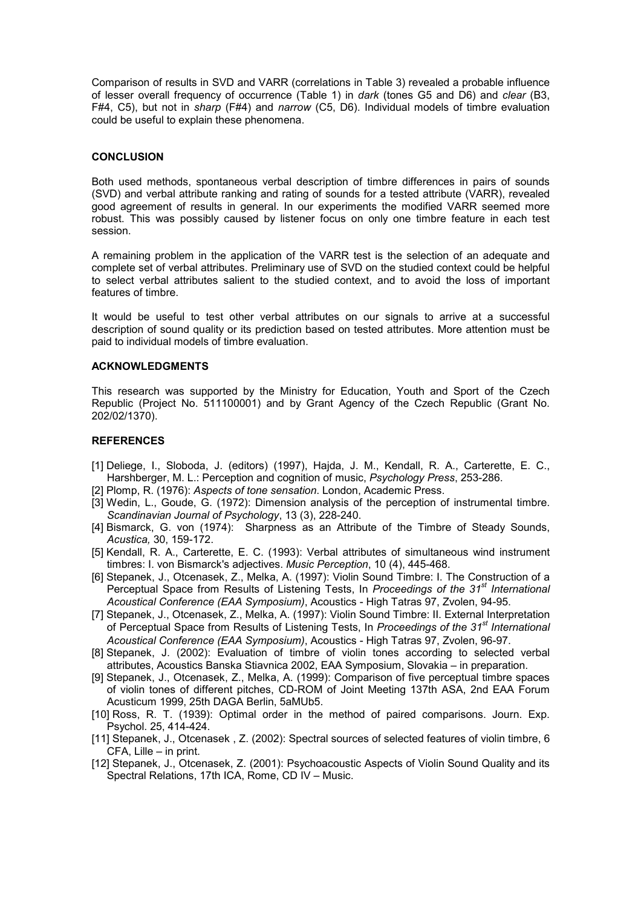Comparison of results in SVD and VARR (correlations in Table 3) revealed a probable influence of lesser overall frequency of occurrence (Table 1) in *dark* (tones G5 and D6) and *clear* (B3, F#4, C5), but not in *sharp* (F#4) and *narrow* (C5, D6). Individual models of timbre evaluation could be useful to explain these phenomena.

## CONCLUSION

Both used methods, spontaneous verbal description of timbre differences in pairs of sounds (SVD) and verbal attribute ranking and rating of sounds for a tested attribute (VARR), revealed good agreement of results in general. In our experiments the modified VARR seemed more robust. This was possibly caused by listener focus on only one timbre feature in each test session.

A remaining problem in the application of the VARR test is the selection of an adequate and complete set of verbal attributes. Preliminary use of SVD on the studied context could be helpful to select verbal attributes salient to the studied context, and to avoid the loss of important features of timbre.

It would be useful to test other verbal attributes on our signals to arrive at a successful description of sound quality or its prediction based on tested attributes. More attention must be paid to individual models of timbre evaluation.

## ACKNOWLEDGMENTS

This research was supported by the Ministry for Education, Youth and Sport of the Czech Republic (Project No. 511100001) and by Grant Agency of the Czech Republic (Grant No. 202/02/1370).

## REFERENCES

[1] Deliege, I., Sloboda, J. (editors) (1997), Hajda, J. M., Kendall, R. A., Carterette, E. C., Harshberger, M. L.: Perception and cognition of music, *Psychology Press*, 253-286.
[2] Plomp, R. (1976): *Aspects of tone sensation*. London, Academic Press.
[3] Wedin, L., Goude, G. (1972): Dimension analysis of the perception of instrumental timbre. *Scandinavian Journal of Psychology*, 13 (3), 228-240.
[4] Bismarck, G. von (1974): Sharpness as an Attribute of the Timbre of Steady Sounds, *Acustica,* 30, 159-172.
[5] Kendall, R. A., Carterette, E. C. (1993): Verbal attributes of simultaneous wind instrument timbres: I. von Bismarck's adjectives. *Music Perception*, 10 (4), 445-468.
[6] Stepanek, J., Otcenasek, Z., Melka, A. (1997): Violin Sound Timbre: I. The Construction of a Perceptual Space from Results of Listening Tests, In *Proceedings of the 31st International Acoustical Conference (EAA Symposium)*, Acoustics - High Tatras 97, Zvolen, 94-95.
[7] Stepanek, J., Otcenasek, Z., Melka, A. (1997): Violin Sound Timbre: II. External Interpretation of Perceptual Space from Results of Listening Tests, In *Proceedings of the 31st International Acoustical Conference (EAA Symposium)*, Acoustics - High Tatras 97, Zvolen, 96-97.
[8] Stepanek, J. (2002): Evaluation of timbre of violin tones according to selected verbal attributes, Acoustics Banska Stiavnica 2002, EAA Symposium, Slovakia – in preparation.
[9] Stepanek, J., Otcenasek, Z., Melka, A. (1999): Comparison of five perceptual timbre spaces of violin tones of different pitches, CD-ROM of Joint Meeting 137th ASA, 2nd EAA Forum Acusticum 1999, 25th DAGA Berlin, 5aMUb5.
[10] Ross, R. T. (1939): Optimal order in the method of paired comparisons. Journ. Exp. Psychol. 25, 414-424.
[11] Stepanek, J., Otcenasek , Z. (2002): Spectral sources of selected features of violin timbre, 6 CFA, Lille – in print.
[12] Stepanek, J., Otcenasek, Z. (2001): Psychoacoustic Aspects of Violin Sound Quality and its Spectral Relations, 17th ICA, Rome, CD IV – Music.